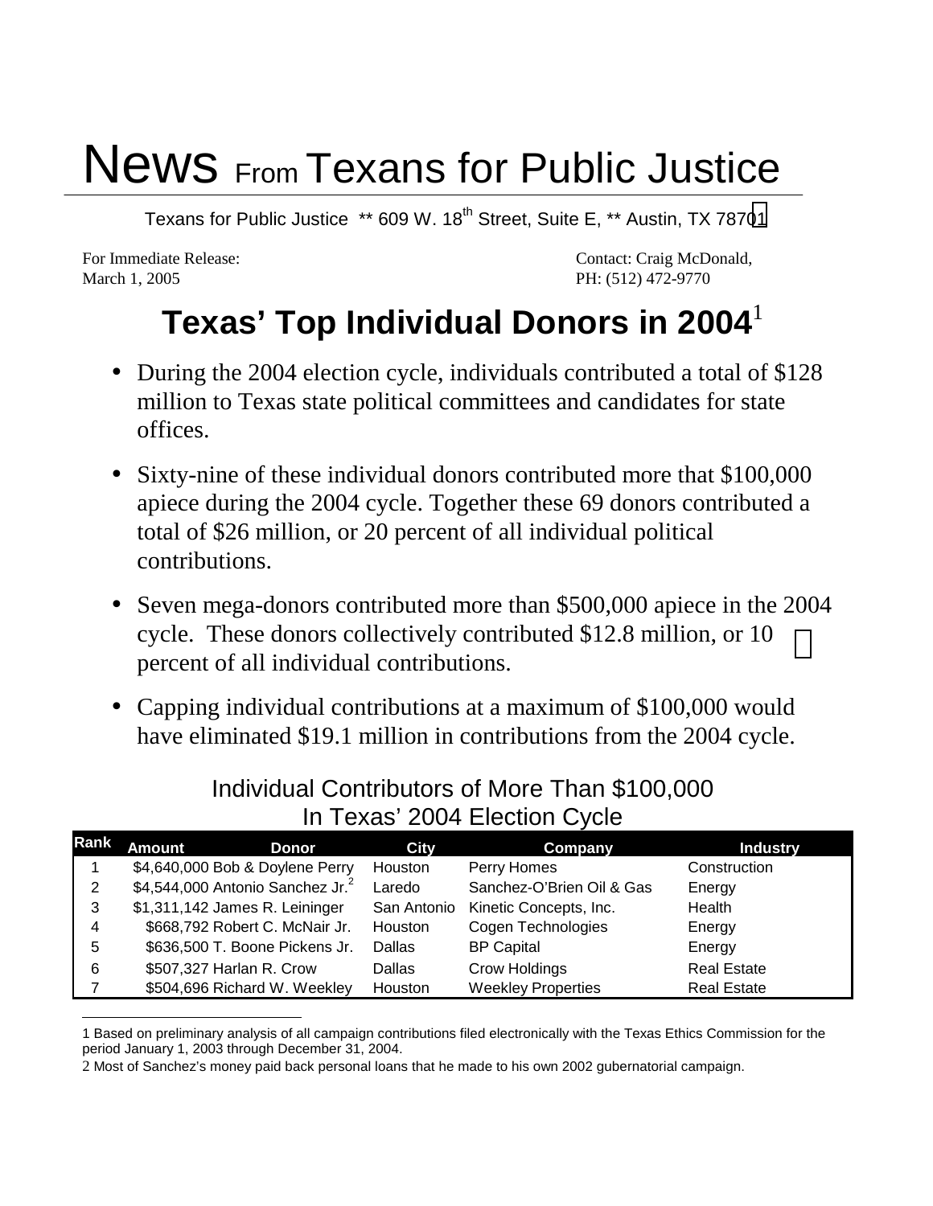# News From Texans for Public Justice

Texans for Public Justice ** 609 W. 18th Street, Suite E, ** Austin, TX 78701

For Immediate Release:
March 1, 2005

Contact: Craig McDonald,
PH: (512) 472-9770

## Texas' Top Individual Donors in 2004[1]

- During the 2004 election cycle, individuals contributed a total of $128 million to Texas state political committees and candidates for state offices.
- Sixty-nine of these individual donors contributed more that $100,000 apiece during the 2004 cycle. Together these 69 donors contributed a total of $26 million, or 20 percent of all individual political contributions.
- Seven mega-donors contributed more than $500,000 apiece in the 2004 cycle. These donors collectively contributed $12.8 million, or 10 percent of all individual contributions.
- Capping individual contributions at a maximum of $100,000 would have eliminated $19.1 million in contributions from the 2004 cycle.

Individual Contributors of More Than $100,000
In Texas' 2004 Election Cycle

| Rank | Amount | Donor | City | Company | Industry |
|---|---|---|---|---|---|
| 1 | $4,640,000 | Bob & Doylene Perry | Houston | Perry Homes | Construction |
| 2 | $4,544,000 | Antonio Sanchez Jr.[2] | Laredo | Sanchez-O'Brien Oil & Gas | Energy |
| 3 | $1,311,142 | James R. Leininger | San Antonio | Kinetic Concepts, Inc. | Health |
| 4 | $668,792 | Robert C. McNair Jr. | Houston | Cogen Technologies | Energy |
| 5 | $636,500 | T. Boone Pickens Jr. | Dallas | BP Capital | Energy |
| 6 | $507,327 | Harlan R. Crow | Dallas | Crow Holdings | Real Estate |
| 7 | $504,696 | Richard W. Weekley | Houston | Weekley Properties | Real Estate |

1 Based on preliminary analysis of all campaign contributions filed electronically with the Texas Ethics Commission for the period January 1, 2003 through December 31, 2004.

2 Most of Sanchez's money paid back personal loans that he made to his own 2002 gubernatorial campaign.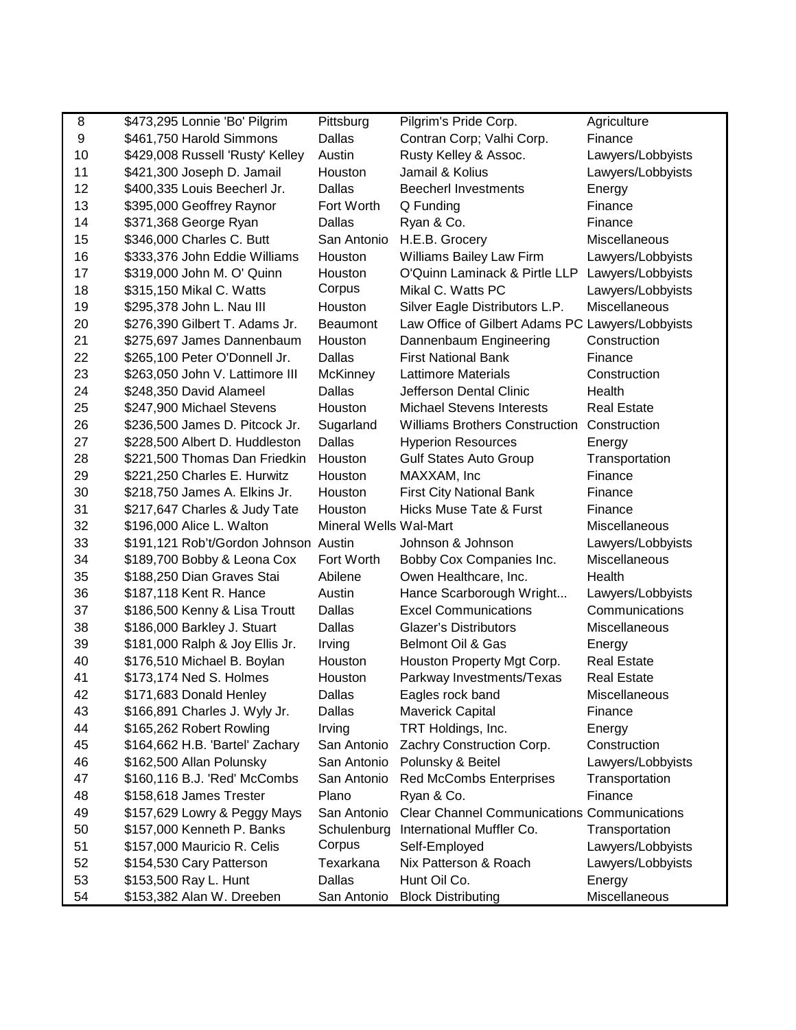| | | | | |
|---|---|---|---|---|
| 8 | $473,295 Lonnie 'Bo' Pilgrim | Pittsburg | Pilgrim's Pride Corp. | Agriculture |
| 9 | $461,750 Harold Simmons | Dallas | Contran Corp; Valhi Corp. | Finance |
| 10 | $429,008 Russell 'Rusty' Kelley | Austin | Rusty Kelley & Assoc. | Lawyers/Lobbyists |
| 11 | $421,300 Joseph D. Jamail | Houston | Jamail & Kolius | Lawyers/Lobbyists |
| 12 | $400,335 Louis Beecherl Jr. | Dallas | Beecherl Investments | Energy |
| 13 | $395,000 Geoffrey Raynor | Fort Worth | Q Funding | Finance |
| 14 | $371,368 George Ryan | Dallas | Ryan & Co. | Finance |
| 15 | $346,000 Charles C. Butt | San Antonio | H.E.B. Grocery | Miscellaneous |
| 16 | $333,376 John Eddie Williams | Houston | Williams Bailey Law Firm | Lawyers/Lobbyists |
| 17 | $319,000 John M. O' Quinn | Houston | O'Quinn Laminack & Pirtle LLP | Lawyers/Lobbyists |
| 18 | $315,150 Mikal C. Watts | Corpus | Mikal C. Watts PC | Lawyers/Lobbyists |
| 19 | $295,378 John L. Nau III | Houston | Silver Eagle Distributors L.P. | Miscellaneous |
| 20 | $276,390 Gilbert T. Adams Jr. | Beaumont | Law Office of Gilbert Adams PC | Lawyers/Lobbyists |
| 21 | $275,697 James Dannenbaum | Houston | Dannenbaum Engineering | Construction |
| 22 | $265,100 Peter O'Donnell Jr. | Dallas | First National Bank | Finance |
| 23 | $263,050 John V. Lattimore III | McKinney | Lattimore Materials | Construction |
| 24 | $248,350 David Alameel | Dallas | Jefferson Dental Clinic | Health |
| 25 | $247,900 Michael Stevens | Houston | Michael Stevens Interests | Real Estate |
| 26 | $236,500 James D. Pitcock Jr. | Sugarland | Williams Brothers Construction | Construction |
| 27 | $228,500 Albert D. Huddleston | Dallas | Hyperion Resources | Energy |
| 28 | $221,500 Thomas Dan Friedkin | Houston | Gulf States Auto Group | Transportation |
| 29 | $221,250 Charles E. Hurwitz | Houston | MAXXAM, Inc | Finance |
| 30 | $218,750 James A. Elkins Jr. | Houston | First City National Bank | Finance |
| 31 | $217,647 Charles & Judy Tate | Houston | Hicks Muse Tate & Furst | Finance |
| 32 | $196,000 Alice L. Walton | Mineral Wells | Wal-Mart | Miscellaneous |
| 33 | $191,121 Rob't/Gordon Johnson | Austin | Johnson & Johnson | Lawyers/Lobbyists |
| 34 | $189,700 Bobby & Leona Cox | Fort Worth | Bobby Cox Companies Inc. | Miscellaneous |
| 35 | $188,250 Dian Graves Stai | Abilene | Owen Healthcare, Inc. | Health |
| 36 | $187,118 Kent R. Hance | Austin | Hance Scarborough Wright... | Lawyers/Lobbyists |
| 37 | $186,500 Kenny & Lisa Troutt | Dallas | Excel Communications | Communications |
| 38 | $186,000 Barkley J. Stuart | Dallas | Glazer's Distributors | Miscellaneous |
| 39 | $181,000 Ralph & Joy Ellis Jr. | Irving | Belmont Oil & Gas | Energy |
| 40 | $176,510 Michael B. Boylan | Houston | Houston Property Mgt Corp. | Real Estate |
| 41 | $173,174 Ned S. Holmes | Houston | Parkway Investments/Texas | Real Estate |
| 42 | $171,683 Donald Henley | Dallas | Eagles rock band | Miscellaneous |
| 43 | $166,891 Charles J. Wyly Jr. | Dallas | Maverick Capital | Finance |
| 44 | $165,262 Robert Rowling | Irving | TRT Holdings, Inc. | Energy |
| 45 | $164,662 H.B. 'Bartel' Zachary | San Antonio | Zachry Construction Corp. | Construction |
| 46 | $162,500 Allan Polunsky | San Antonio | Polunsky & Beitel | Lawyers/Lobbyists |
| 47 | $160,116 B.J. 'Red' McCombs | San Antonio | Red McCombs Enterprises | Transportation |
| 48 | $158,618 James Trester | Plano | Ryan & Co. | Finance |
| 49 | $157,629 Lowry & Peggy Mays | San Antonio | Clear Channel Communications | Communications |
| 50 | $157,000 Kenneth P. Banks | Schulenburg | International Muffler Co. | Transportation |
| 51 | $157,000 Mauricio R. Celis | Corpus | Self-Employed | Lawyers/Lobbyists |
| 52 | $154,530 Cary Patterson | Texarkana | Nix Patterson & Roach | Lawyers/Lobbyists |
| 53 | $153,500 Ray L. Hunt | Dallas | Hunt Oil Co. | Energy |
| 54 | $153,382 Alan W. Dreeben | San Antonio | Block Distributing | Miscellaneous |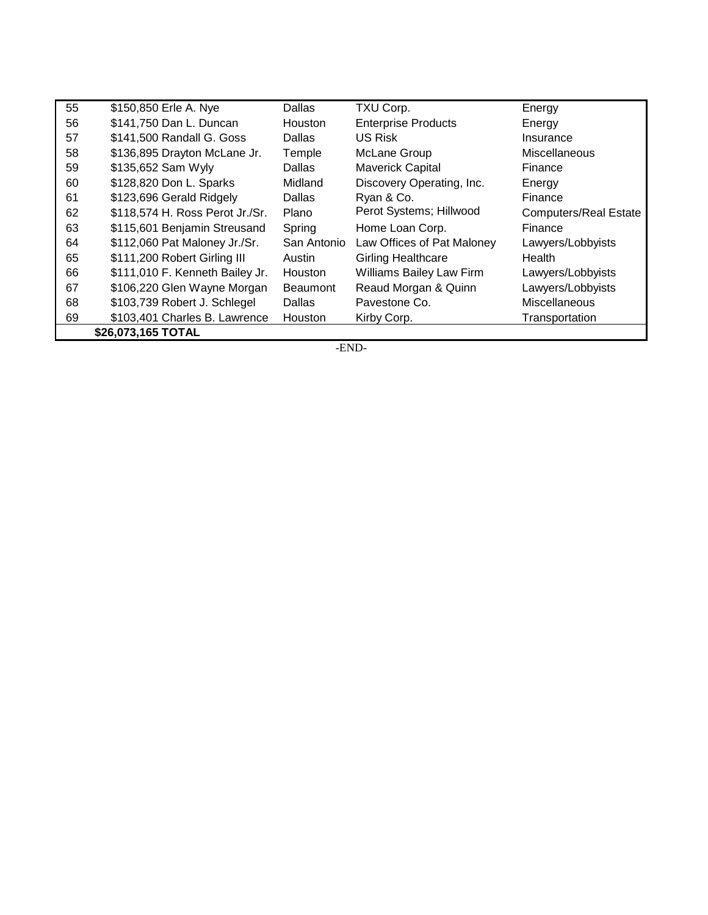| | | | | |
|---|---|---|---|---|
| 55 | $150,850 Erle A. Nye | Dallas | TXU Corp. | Energy |
| 56 | $141,750 Dan L. Duncan | Houston | Enterprise Products | Energy |
| 57 | $141,500 Randall G. Goss | Dallas | US Risk | Insurance |
| 58 | $136,895 Drayton McLane Jr. | Temple | McLane Group | Miscellaneous |
| 59 | $135,652 Sam Wyly | Dallas | Maverick Capital | Finance |
| 60 | $128,820 Don L. Sparks | Midland | Discovery Operating, Inc. | Energy |
| 61 | $123,696 Gerald Ridgely | Dallas | Ryan & Co. | Finance |
| 62 | $118,574 H. Ross Perot Jr./Sr. | Plano | Perot Systems; Hillwood | Computers/Real Estate |
| 63 | $115,601 Benjamin Streusand | Spring | Home Loan Corp. | Finance |
| 64 | $112,060 Pat Maloney Jr./Sr. | San Antonio | Law Offices of Pat Maloney | Lawyers/Lobbyists |
| 65 | $111,200 Robert Girling III | Austin | Girling Healthcare | Health |
| 66 | $111,010 F. Kenneth Bailey Jr. | Houston | Williams Bailey Law Firm | Lawyers/Lobbyists |
| 67 | $106,220 Glen Wayne Morgan | Beaumont | Reaud Morgan & Quinn | Lawyers/Lobbyists |
| 68 | $103,739 Robert J. Schlegel | Dallas | Pavestone Co. | Miscellaneous |
| 69 | $103,401 Charles B. Lawrence | Houston | Kirby Corp. | Transportation |
| | **$26,073,165 TOTAL** | | | |

-END-